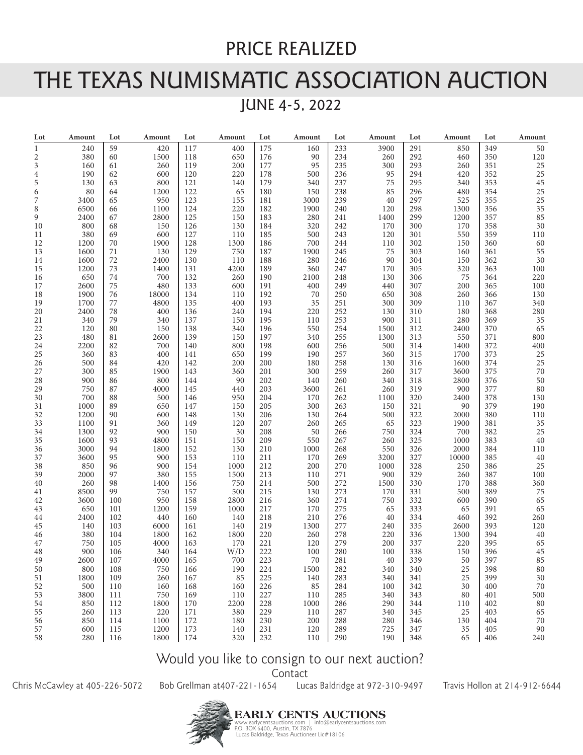# PRICE REALIZED

# THE TEXAS NUMISMATIC ASSOCIATION AUCTION

## JUNE 4-5, 2022

| Lot | Amount | Lot | Amount | Lot | Amount | Lot | Amount | Lot | Amount | Lot | Amount | Lot | Amount |
|---|---|---|---|---|---|---|---|---|---|---|---|---|---|
| 1 | 240 | 59 | 420 | 117 | 400 | 175 | 160 | 233 | 3900 | 291 | 850 | 349 | 50 |
| 2 | 380 | 60 | 1500 | 118 | 650 | 176 | 90 | 234 | 260 | 292 | 460 | 350 | 120 |
| 3 | 160 | 61 | 260 | 119 | 200 | 177 | 95 | 235 | 300 | 293 | 260 | 351 | 25 |
| 4 | 190 | 62 | 600 | 120 | 220 | 178 | 500 | 236 | 95 | 294 | 420 | 352 | 25 |
| 5 | 130 | 63 | 800 | 121 | 140 | 179 | 340 | 237 | 75 | 295 | 340 | 353 | 45 |
| 6 | 80 | 64 | 1200 | 122 | 65 | 180 | 150 | 238 | 85 | 296 | 480 | 354 | 25 |
| 7 | 3400 | 65 | 950 | 123 | 155 | 181 | 3000 | 239 | 40 | 297 | 525 | 355 | 25 |
| 8 | 6500 | 66 | 1100 | 124 | 220 | 182 | 1900 | 240 | 120 | 298 | 1300 | 356 | 35 |
| 9 | 2400 | 67 | 2800 | 125 | 150 | 183 | 280 | 241 | 1400 | 299 | 1200 | 357 | 85 |
| 10 | 800 | 68 | 150 | 126 | 130 | 184 | 320 | 242 | 170 | 300 | 170 | 358 | 30 |
| 11 | 380 | 69 | 600 | 127 | 110 | 185 | 500 | 243 | 120 | 301 | 550 | 359 | 110 |
| 12 | 1200 | 70 | 1900 | 128 | 1300 | 186 | 700 | 244 | 110 | 302 | 150 | 360 | 60 |
| 13 | 1600 | 71 | 130 | 129 | 750 | 187 | 1900 | 245 | 75 | 303 | 160 | 361 | 55 |
| 14 | 1600 | 72 | 2400 | 130 | 110 | 188 | 280 | 246 | 90 | 304 | 150 | 362 | 30 |
| 15 | 1200 | 73 | 1400 | 131 | 4200 | 189 | 360 | 247 | 170 | 305 | 320 | 363 | 100 |
| 16 | 650 | 74 | 700 | 132 | 260 | 190 | 2100 | 248 | 130 | 306 | 75 | 364 | 220 |
| 17 | 2600 | 75 | 480 | 133 | 600 | 191 | 400 | 249 | 440 | 307 | 200 | 365 | 100 |
| 18 | 1900 | 76 | 18000 | 134 | 110 | 192 | 70 | 250 | 650 | 308 | 260 | 366 | 130 |
| 19 | 1700 | 77 | 4800 | 135 | 400 | 193 | 35 | 251 | 300 | 309 | 110 | 367 | 340 |
| 20 | 2400 | 78 | 400 | 136 | 240 | 194 | 220 | 252 | 130 | 310 | 180 | 368 | 280 |
| 21 | 340 | 79 | 340 | 137 | 150 | 195 | 110 | 253 | 900 | 311 | 280 | 369 | 35 |
| 22 | 120 | 80 | 150 | 138 | 340 | 196 | 550 | 254 | 1500 | 312 | 2400 | 370 | 65 |
| 23 | 480 | 81 | 2600 | 139 | 150 | 197 | 340 | 255 | 1300 | 313 | 550 | 371 | 800 |
| 24 | 2200 | 82 | 700 | 140 | 800 | 198 | 600 | 256 | 500 | 314 | 1400 | 372 | 400 |
| 25 | 360 | 83 | 400 | 141 | 650 | 199 | 190 | 257 | 360 | 315 | 1700 | 373 | 25 |
| 26 | 500 | 84 | 420 | 142 | 200 | 200 | 180 | 258 | 130 | 316 | 1600 | 374 | 25 |
| 27 | 300 | 85 | 1900 | 143 | 360 | 201 | 300 | 259 | 260 | 317 | 3600 | 375 | 70 |
| 28 | 900 | 86 | 800 | 144 | 90 | 202 | 140 | 260 | 340 | 318 | 2800 | 376 | 50 |
| 29 | 750 | 87 | 4000 | 145 | 440 | 203 | 3600 | 261 | 260 | 319 | 900 | 377 | 80 |
| 30 | 700 | 88 | 500 | 146 | 950 | 204 | 170 | 262 | 1100 | 320 | 2400 | 378 | 130 |
| 31 | 1000 | 89 | 650 | 147 | 150 | 205 | 300 | 263 | 150 | 321 | 90 | 379 | 190 |
| 32 | 1200 | 90 | 600 | 148 | 130 | 206 | 130 | 264 | 500 | 322 | 2000 | 380 | 110 |
| 33 | 1100 | 91 | 360 | 149 | 120 | 207 | 260 | 265 | 65 | 323 | 1900 | 381 | 35 |
| 34 | 1300 | 92 | 900 | 150 | 30 | 208 | 50 | 266 | 750 | 324 | 700 | 382 | 25 |
| 35 | 1600 | 93 | 4800 | 151 | 150 | 209 | 550 | 267 | 260 | 325 | 1000 | 383 | 40 |
| 36 | 3000 | 94 | 1800 | 152 | 130 | 210 | 1000 | 268 | 550 | 326 | 2000 | 384 | 110 |
| 37 | 3600 | 95 | 900 | 153 | 110 | 211 | 170 | 269 | 3200 | 327 | 10000 | 385 | 40 |
| 38 | 850 | 96 | 900 | 154 | 1000 | 212 | 200 | 270 | 1000 | 328 | 250 | 386 | 25 |
| 39 | 2000 | 97 | 380 | 155 | 1500 | 213 | 110 | 271 | 900 | 329 | 260 | 387 | 100 |
| 40 | 260 | 98 | 1400 | 156 | 750 | 214 | 500 | 272 | 1500 | 330 | 170 | 388 | 360 |
| 41 | 8500 | 99 | 750 | 157 | 500 | 215 | 130 | 273 | 170 | 331 | 500 | 389 | 75 |
| 42 | 3600 | 100 | 950 | 158 | 2800 | 216 | 360 | 274 | 750 | 332 | 600 | 390 | 65 |
| 43 | 650 | 101 | 1200 | 159 | 1000 | 217 | 170 | 275 | 65 | 333 | 65 | 391 | 65 |
| 44 | 2400 | 102 | 440 | 160 | 140 | 218 | 210 | 276 | 40 | 334 | 460 | 392 | 260 |
| 45 | 140 | 103 | 6000 | 161 | 140 | 219 | 1300 | 277 | 240 | 335 | 2600 | 393 | 120 |
| 46 | 380 | 104 | 1800 | 162 | 1800 | 220 | 260 | 278 | 220 | 336 | 1300 | 394 | 40 |
| 47 | 750 | 105 | 4000 | 163 | 170 | 221 | 120 | 279 | 200 | 337 | 220 | 395 | 65 |
| 48 | 900 | 106 | 340 | 164 | W/D | 222 | 100 | 280 | 100 | 338 | 150 | 396 | 45 |
| 49 | 2600 | 107 | 4000 | 165 | 700 | 223 | 70 | 281 | 40 | 339 | 50 | 397 | 85 |
| 50 | 800 | 108 | 750 | 166 | 190 | 224 | 1500 | 282 | 340 | 340 | 25 | 398 | 80 |
| 51 | 1800 | 109 | 260 | 167 | 85 | 225 | 140 | 283 | 340 | 341 | 25 | 399 | 30 |
| 52 | 500 | 110 | 160 | 168 | 160 | 226 | 85 | 284 | 100 | 342 | 30 | 400 | 70 |
| 53 | 3800 | 111 | 750 | 169 | 110 | 227 | 110 | 285 | 340 | 343 | 80 | 401 | 500 |
| 54 | 850 | 112 | 1800 | 170 | 2200 | 228 | 1000 | 286 | 290 | 344 | 110 | 402 | 80 |
| 55 | 260 | 113 | 220 | 171 | 380 | 229 | 110 | 287 | 340 | 345 | 25 | 403 | 65 |
| 56 | 850 | 114 | 1100 | 172 | 180 | 230 | 200 | 288 | 280 | 346 | 130 | 404 | 70 |
| 57 | 600 | 115 | 1200 | 173 | 140 | 231 | 120 | 289 | 725 | 347 | 35 | 405 | 90 |
| 58 | 280 | 116 | 1800 | 174 | 320 | 232 | 110 | 290 | 190 | 348 | 65 | 406 | 240 |

Would you like to consign to our next auction?

Contact

Chris McCawley at 405-226-5072 Bob Grellman at407-221-1654 Lucas Baldridge at 972-310-9497 Travis Hollon at 214-912-6644

**EARLY CENTS AUCTIONS**

www.earlycentsauctions.com | info@earlycentsauctions.com
P.O. BOX 6400, Austin, TX 7876
Lucas Baldridge, Texas Auctioneer Lic#18106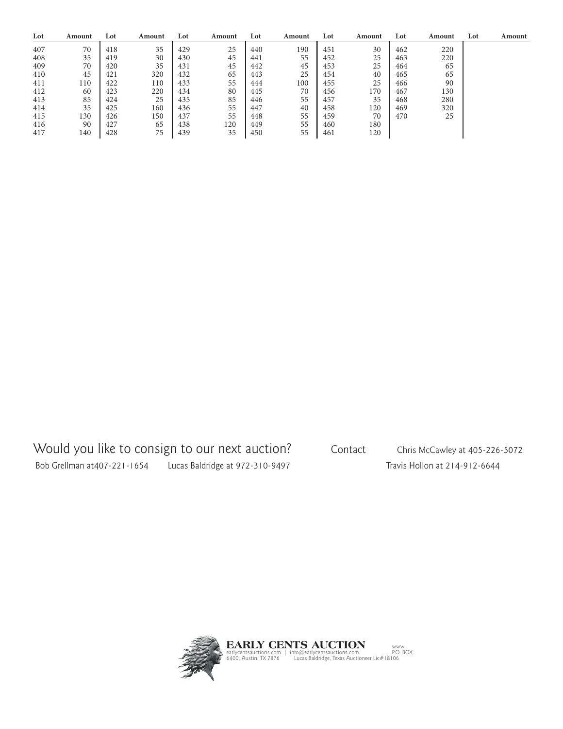| Lot | Amount | Lot | Amount | Lot | Amount | Lot | Amount | Lot | Amount | Lot | Amount | Lot | Amount |
|---|---|---|---|---|---|---|---|---|---|---|---|---|---|
| 407 | 70 | 418 | 35 | 429 | 25 | 440 | 190 | 451 | 30 | 462 | 220 | | |
| 408 | 35 | 419 | 30 | 430 | 45 | 441 | 55 | 452 | 25 | 463 | 220 | | |
| 409 | 70 | 420 | 35 | 431 | 45 | 442 | 45 | 453 | 25 | 464 | 65 | | |
| 410 | 45 | 421 | 320 | 432 | 65 | 443 | 25 | 454 | 40 | 465 | 65 | | |
| 411 | 110 | 422 | 110 | 433 | 55 | 444 | 100 | 455 | 25 | 466 | 90 | | |
| 412 | 60 | 423 | 220 | 434 | 80 | 445 | 70 | 456 | 170 | 467 | 130 | | |
| 413 | 85 | 424 | 25 | 435 | 85 | 446 | 55 | 457 | 35 | 468 | 280 | | |
| 414 | 35 | 425 | 160 | 436 | 55 | 447 | 40 | 458 | 120 | 469 | 320 | | |
| 415 | 130 | 426 | 150 | 437 | 55 | 448 | 55 | 459 | 70 | 470 | 25 | | |
| 416 | 90 | 427 | 65 | 438 | 120 | 449 | 55 | 460 | 180 | | | | |
| 417 | 140 | 428 | 75 | 439 | 35 | 450 | 55 | 461 | 120 | | | | |

Would you like to consign to our next auction? Contact Chris McCawley at 405-226-5072

Bob Grellman at407-221-1654 Lucas Baldridge at 972-310-9497 Travis Hollon at 214-912-6644

**EARLY CENTS AUCTION**

www.earlycentsauctions.com | info@earlycentsauctions.com P.O. BOX 6400, Austin, TX 7876 Lucas Baldridge, Texas Auctioneer Lic# 18106